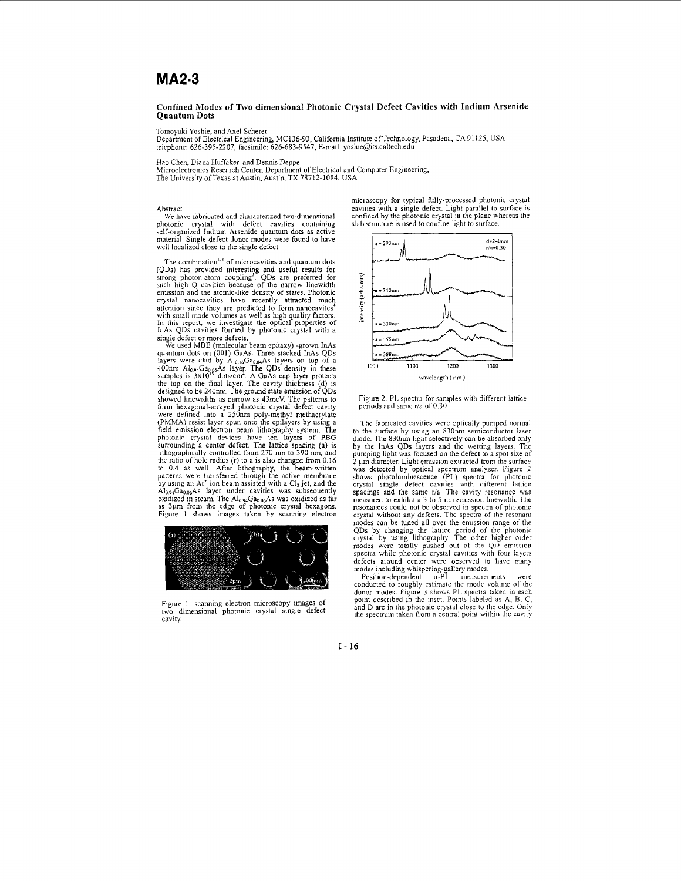# MA2-3

## Confined Modes of Two dimensional Photonic Crystal Defect Cavities with Indium Arsenide Quantum Dots

Tomoyuki Yoshie, and Axel Scherer
Department of Electrical Engineering, MC136-93, California Institute of Technology, Pasadena, CA 91125, USA
telephone: 626-395-2207, facsimile: 626-683-9547, E-mail: yoshie@its.caltech.edu

Hao Chen, Diana Huffaker, and Dennis Deppe
Microelectronics Research Center, Department of Electrical and Computer Engineering,
The University of Texas at Austin, Austin, TX 78712-1084, USA

### Abstract

We have fabricated and characterized two-dimensional photonic crystal with defect cavities containing self-organized Indium Arsenide quantum dots as active material. Single defect donor modes were found to have well localized close to the single defect.

The combination[1,2] of microcavities and quantum dots (QDs) has provided interesting and useful results for strong photon-atom coupling[3]. QDs are preferred for such high Q cavities because of the narrow linewidth emission and the atomic-like density of states. Photonic crystal nanocavities have recently attracted much attention since they are predicted to form nanocavites[4] with small mode volumes as well as high quality factors. In this report, we investigate the optical properties of InAs QDs cavities formed by photonic crystal with a single defect or more defects.

We used MBE (molecular beam epitaxy) -grown InAs quantum dots on (001) GaAs. Three stacked InAs QDs layers were clad by $Al_{0.16}Ga_{0.84}As$ layers on top of a 400nm $Al_{0.94}Ga_{0.06}As$ layer. The QDs density in these samples is $3\times10^{10}$ dots/cm$^2$. A GaAs cap layer protects the top on the final layer. The cavity thickness (d) is designed to be 240nm. The ground state emission of QDs showed linewidths as narrow as 43meV. The patterns to form hexagonal-arrayed photonic crystal defect cavity were defined into a 250nm poly-methyl methacrylate (PMMA) resist layer spun onto the epilayers by using a field emission electron beam lithography system. The photonic crystal devices have ten layers of PBG surrounding a center defect. The lattice spacing (a) is lithographically controlled from 270 nm to 390 nm, and the ratio of hole radius (r) to a is also changed from 0.16 to 0.4 as well. After lithography, the beam-written patterns were transferred through the active membrane by using an $Ar^+$ ion beam assisted with a $Cl_2$ jet, and the $Al_{0.94}Ga_{0.06}As$ layer under cavities was subsequently oxidized in steam. The $Al_{0.94}Ga_{0.06}As$ was oxidized as far as 3μm from the edge of photonic crystal hexagons. Figure 1 shows images taken by scanning electron microscopy for typical fully-processed photonic crystal cavities with a single defect. Light parallel to surface is confined by the photonic crystal in the plane whereas the slab structure is used to confine light to surface.

Figure 1: scanning electron microscopy images of two dimensional photonic crystal single defect cavity.

Figure 2: PL spectra for samples with different lattice periods and same r/a of 0.30

The fabricated cavities were optically pumped normal to the surface by using an 830nm semiconductor laser diode. The 830nm light selectively can be absorbed only by the InAs QDs layers and the wetting layers. The pumping light was focused on the defect to a spot size of 2 μm diameter. Light emission extracted from the surface was detected by optical spectrum analyzer. Figure 2 shows photoluminescence (PL) spectra for photonic crystal single defect cavities with different lattice spacings and the same r/a. The cavity resonance was measured to exhibit a 3 to 5 nm emission linewidth. The resonances could not be observed in spectra of photonic crystal without any defects. The spectra of the resonant modes can be tuned all over the emission range of the QDs by changing the lattice period of the photonic crystal by using lithography. The other higher order modes were totally pushed out of the QD emission spectra while photonic crystal cavities with four layers defects around center were observed to have many modes including whispering-gallery modes.

Position-dependent μ-PL measurements were conducted to roughly estimate the mode volume of the donor modes. Figure 3 shows PL spectra taken in each point described in the inset. Points labeled as A, B, C, and D are in the photonic crystal close to the edge. Only the spectrum taken from a central point within the cavity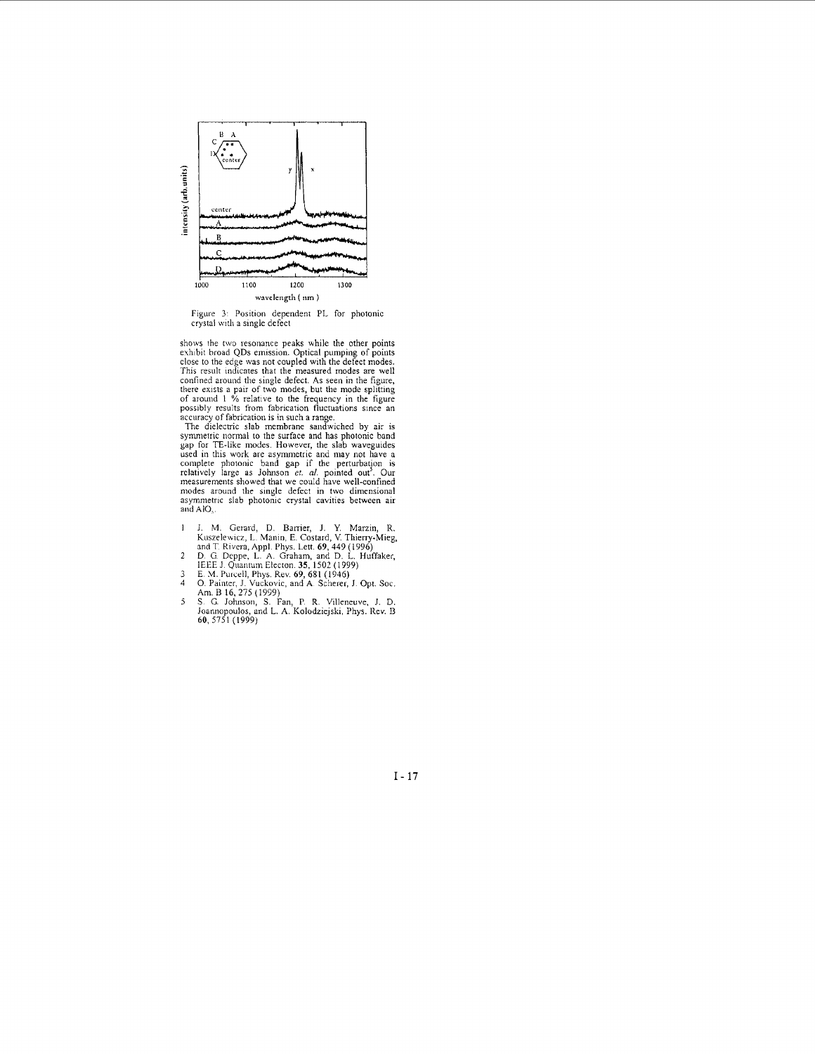B A
C
D
center

y x

center
A
B
C
D

intensity (arb. units)

1000 1100 1200 1300

wavelength ( nm )

Figure 3: Position dependent PL for photonic crystal with a single defect

shows the two resonance peaks while the other points exhibit broad QDs emission. Optical pumping of points close to the edge was not coupled with the defect modes. This result indicates that the measured modes are well confined around the single defect. As seen in the figure, there exists a pair of two modes, but the mode splitting of around 1 % relative to the frequency in the figure possibly results from fabrication fluctuations since an accuracy of fabrication is in such a range.

The dielectric slab membrane sandwiched by air is symmetric normal to the surface and has photonic band gap for TE-like modes. However, the slab waveguides used in this work are asymmetric and may not have a complete photonic band gap if the perturbation is relatively large as Johnson *et. al.* pointed out[5]. Our measurements showed that we could have well-confined modes around the single defect in two dimensional asymmetric slab photonic crystal cavities between air and $AlO_x$.

1. J. M. Gerard, D. Barrier, J. Y. Marzin, R. Kuszelewicz, L. Manin, E. Costard, V. Thierry-Mieg, and T. Rivera, Appl. Phys. Lett. **69**, 449 (1996)
2. D. G. Deppe, L. A. Graham, and D. L. Huffaker, IEEE J. Quantum Electon. **35**, 1502 (1999)
3. E. M. Purcell, Phys. Rev. **69**, 681 (1946)
4. O. Painter, J. Vuckovic, and A. Scherer, J. Opt. Soc. Am. B 16, 275 (1999)
5. S. G. Johnson, S. Fan, P. R. Villeneuve, J. D. Joannopoulos, and L. A. Kolodziejski, Phys. Rev. B **60**, 5751 (1999)